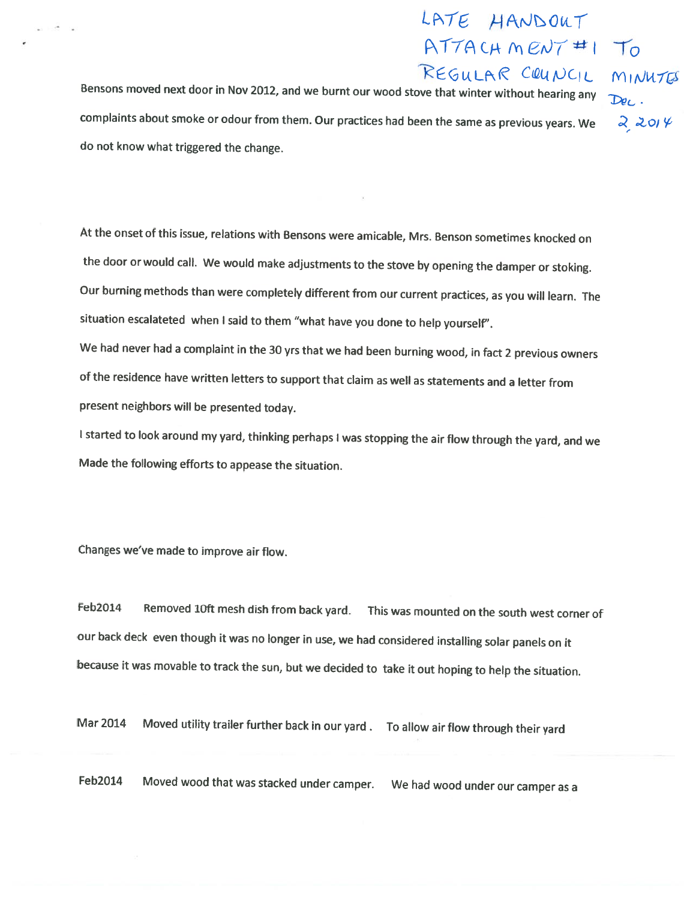LATE HANDOUT ATTACHMENT #1 TO REGULAR COUNCIL MINUTES Dec. 2 2014

Bensons moved next door in Nov 2012, and we burnt our wood stove that winter without hearing any complaints about smoke or odour from them. Our practices had been the same as previous years. We do not know what triggered the change.

At the onset of this issue, relations with Bensons were amicable, Mrs. Benson sometimes knocked on the door or would call. We would make adjustments to the stove by opening the damper or stoking. Our burning methods than were completely different from our current practices, as you will learn. The situation escalateted when I said to them "what have you done to help yourself".

We had never had a complaint in the 30 yrs that we had been burning wood, in fact 2 previous owners of the residence have written letters to support that claim as well as statements and a letter from present neighbors will be presented today.

I started to look around my yard, thinking perhaps I was stopping the air flow through the yard, and we Made the following efforts to appease the situation.

Changes we've made to improve air flow.

Feb2014 Removed 10ft mesh dish from back yard. This was mounted on the south west corner of our back deck even though it was no longer in use, we had considered installing solar panels on it because it was movable to track the sun, but we decided to take it out hoping to help the situation.

Mar 2014 Moved utility trailer further back in our yard . To allow air flow through their yard

Feb2014 Moved wood that was stacked under camper. We had wood under our camper as a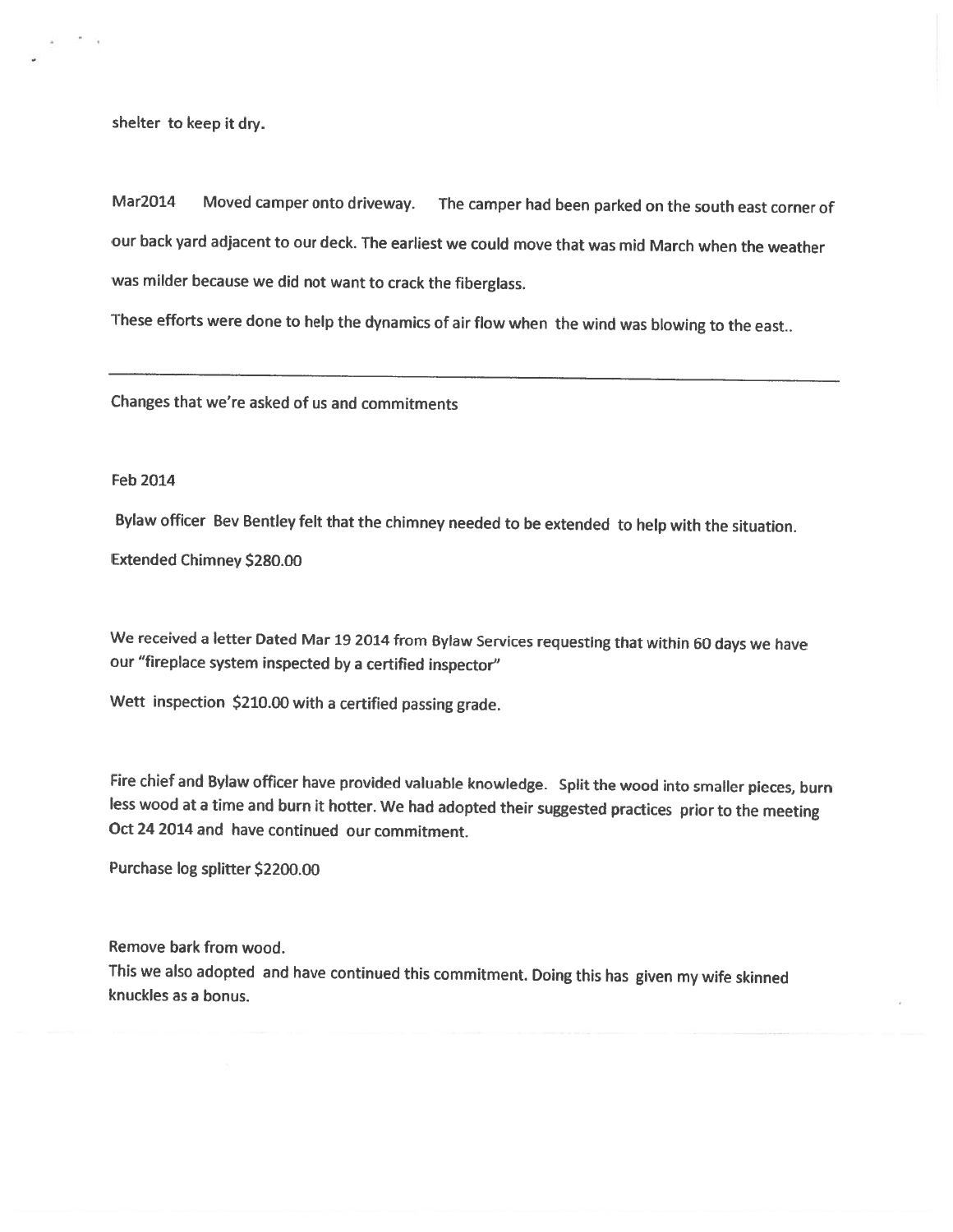shelter to keep it dry.

Mar2014 Moved camper onto driveway. The camper had been parked on the south east corner of our back yard adjacent to our deck. The earliest we could move that was mid March when the weather was milder because we did not want to crack the fiberglass.

These efforts were done to help the dynamics of air flow when the wind was blowing to the east..

---

Changes that we're asked of us and commitments

Feb 2014

Bylaw officer Bev Bentley felt that the chimney needed to be extended to help with the situation.

Extended Chimney $280.00

We received a letter Dated Mar 19 2014 from Bylaw Services requesting that within 60 days we have our "fireplace system inspected by a certified inspector"

Wett inspection $210.00 with a certified passing grade.

Fire chief and Bylaw officer have provided valuable knowledge. Split the wood into smaller pieces, burn less wood at a time and burn it hotter. We had adopted their suggested practices prior to the meeting Oct 24 2014 and have continued our commitment.

Purchase log splitter $2200.00

Remove bark from wood.

This we also adopted and have continued this commitment. Doing this has given my wife skinned knuckles as a bonus.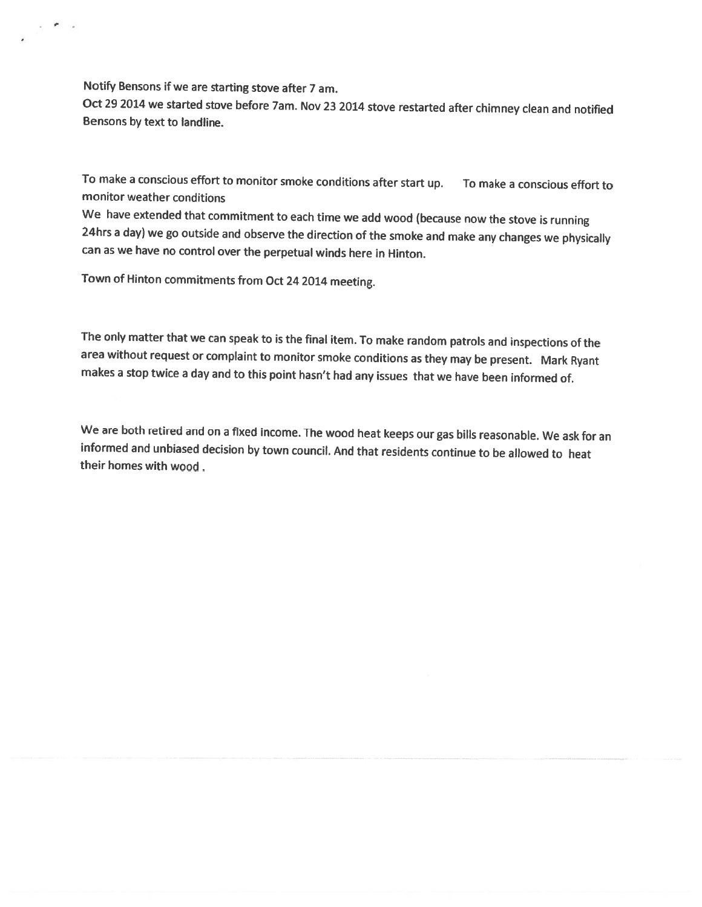Notify Bensons if we are starting stove after 7 am.
Oct 29 2014 we started stove before 7am. Nov 23 2014 stove restarted after chimney clean and notified Bensons by text to landline.

To make a conscious effort to monitor smoke conditions after start up. To make a conscious effort to monitor weather conditions
We have extended that commitment to each time we add wood (because now the stove is running 24hrs a day) we go outside and observe the direction of the smoke and make any changes we physically can as we have no control over the perpetual winds here in Hinton.

Town of Hinton commitments from Oct 24 2014 meeting.

The only matter that we can speak to is the final item. To make random patrols and inspections of the area without request or complaint to monitor smoke conditions as they may be present. Mark Ryant makes a stop twice a day and to this point hasn't had any issues that we have been informed of.

We are both retired and on a fixed income. The wood heat keeps our gas bills reasonable. We ask for an informed and unbiased decision by town council. And that residents continue to be allowed to heat their homes with wood .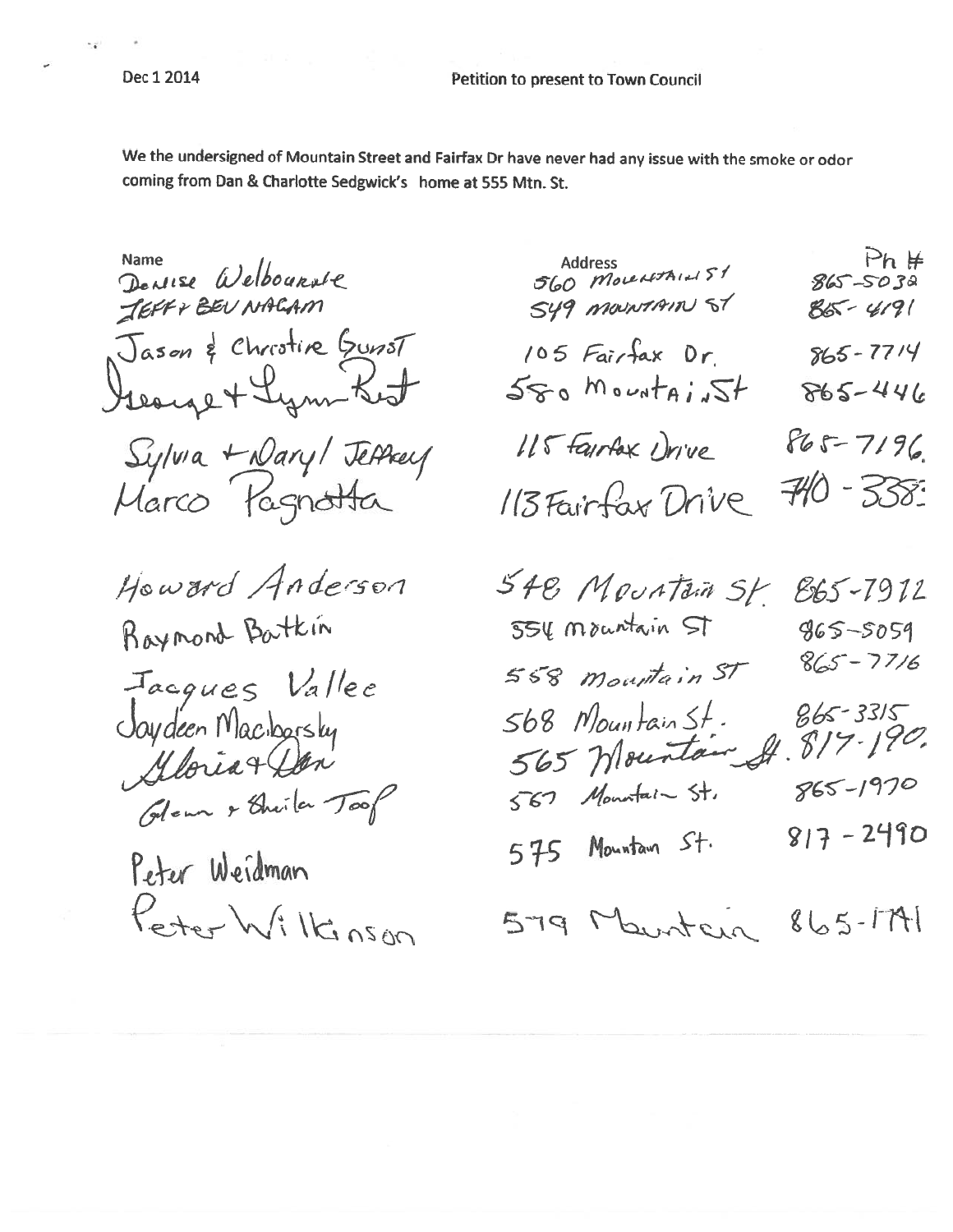Dec 1 2014

Petition to present to Town Council

We the undersigned of Mountain Street and Fairfax Dr have never had any issue with the smoke or odor coming from Dan & Charlotte Sedgwick's home at 555 Mtn. St.

| Name | Address | Ph # |
|---|---|---|
| Denise Welbourne | 560 Mountain St | 865-5032 |
| Jeff & Bev Nagam | 549 Mountain St | 865-4191 |
| Jason & Christine Gunst | 105 Fairfax Dr. | 865-7714 |
| George + Lynn Rost | 580 Mountain St | 865-446 |
| Sylvia + Daryl Jeffrey | 115 Fairfax Drive | 865-7196 |
| Marco Pagnotta | 113 Fairfax Drive | 740-338 |
| Howard Anderson | 548 Mountain St | 865-7912 |
| Raymond Batkin | 554 Mountain St | 865-5059 |
| Jacques Vallee | 558 Mountain St | 865-7716 |
| Jaydeen Macbarsky | 568 Mountain St. | 865-3315 |
| Gloria + Don | 565 Mountain St. | 817-190 |
| Glenn + Sheila Toop | 567 Mountain St. | 865-1970 |
| Peter Weidman | 575 Mountain St. | 817-2490 |
| Peter Wilkinson | 579 Mountain | 865-1741 |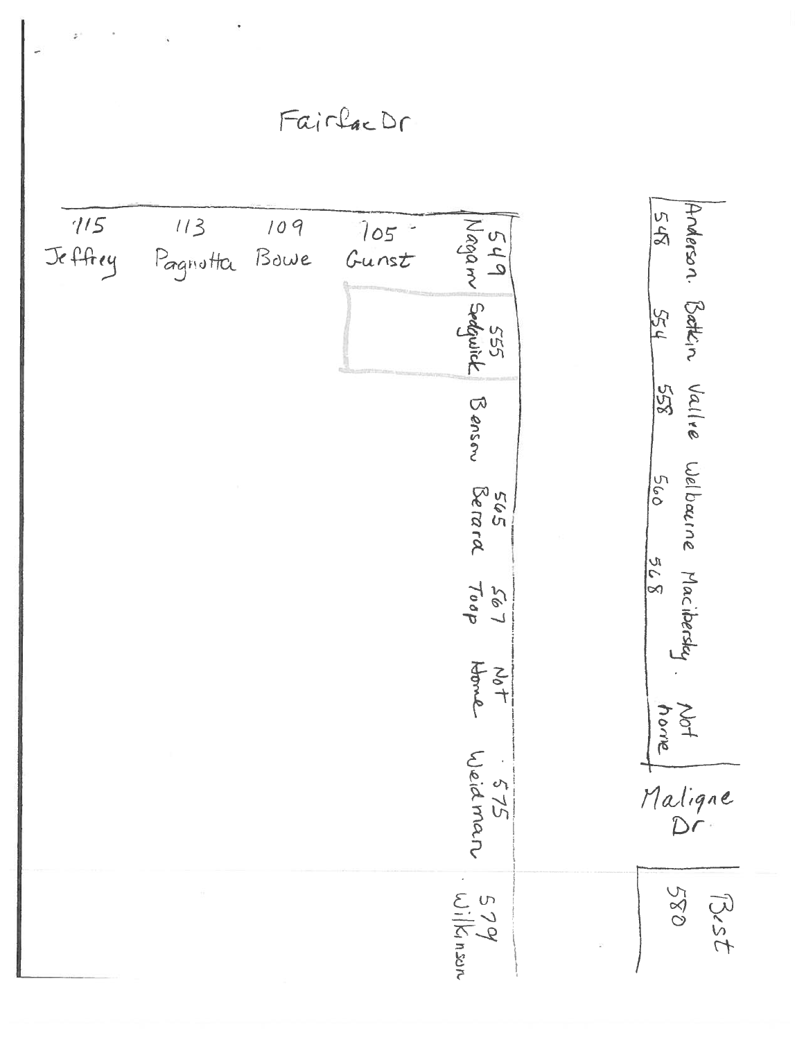Fairfac Dr

115 Jeffrey

113 Pagnotta

109 Bowe

105 Gunst

549 Nagam

555 Sedgwick

Benson

565 Berard

567 Toop

Not Home

575 Weidman

579 Wilkinson

548 Anderson

554 Botkin

558 Vallre

560 Welbourne

568 Maciberskey

Not home

Maligne Dr

580 Best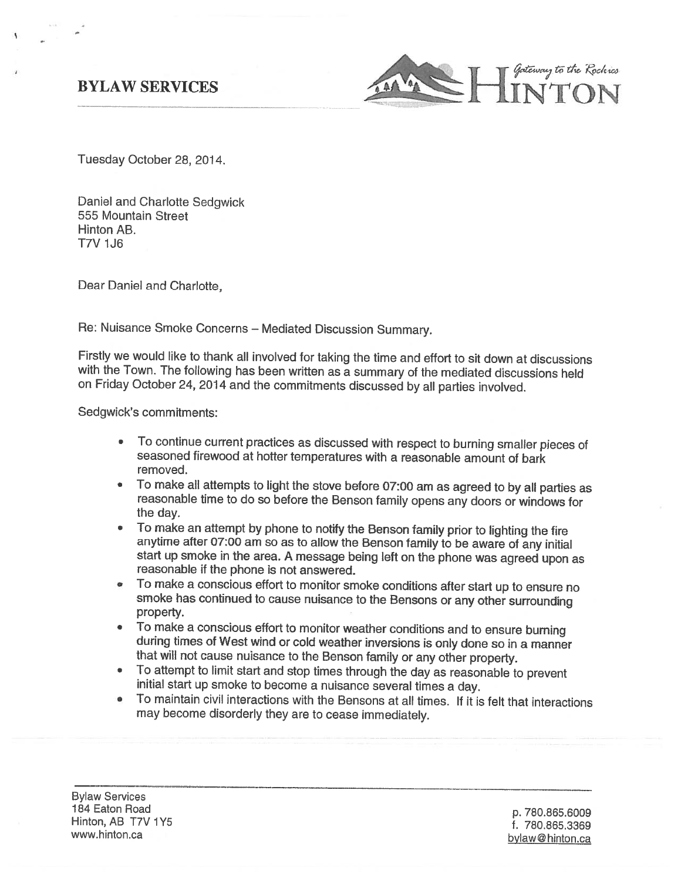**BYLAW SERVICES**

Hinton — *Gateway to the Rockies*

Tuesday October 28, 2014.

Daniel and Charlotte Sedgwick
555 Mountain Street
Hinton AB.
T7V 1J6

Dear Daniel and Charlotte,

Re: Nuisance Smoke Concerns – Mediated Discussion Summary.

Firstly we would like to thank all involved for taking the time and effort to sit down at discussions with the Town. The following has been written as a summary of the mediated discussions held on Friday October 24, 2014 and the commitments discussed by all parties involved.

Sedgwick's commitments:

- To continue current practices as discussed with respect to burning smaller pieces of seasoned firewood at hotter temperatures with a reasonable amount of bark removed.
- To make all attempts to light the stove before 07:00 am as agreed to by all parties as reasonable time to do so before the Benson family opens any doors or windows for the day.
- To make an attempt by phone to notify the Benson family prior to lighting the fire anytime after 07:00 am so as to allow the Benson family to be aware of any initial start up smoke in the area. A message being left on the phone was agreed upon as reasonable if the phone is not answered.
- To make a conscious effort to monitor smoke conditions after start up to ensure no smoke has continued to cause nuisance to the Bensons or any other surrounding property.
- To make a conscious effort to monitor weather conditions and to ensure burning during times of West wind or cold weather inversions is only done so in a manner that will not cause nuisance to the Benson family or any other property.
- To attempt to limit start and stop times through the day as reasonable to prevent initial start up smoke to become a nuisance several times a day.
- To maintain civil interactions with the Bensons at all times. If it is felt that interactions may become disorderly they are to cease immediately.

Bylaw Services
184 Eaton Road
Hinton, AB T7V 1Y5
www.hinton.ca

p. 780.865.6009
f. 780.865.3369
bylaw@hinton.ca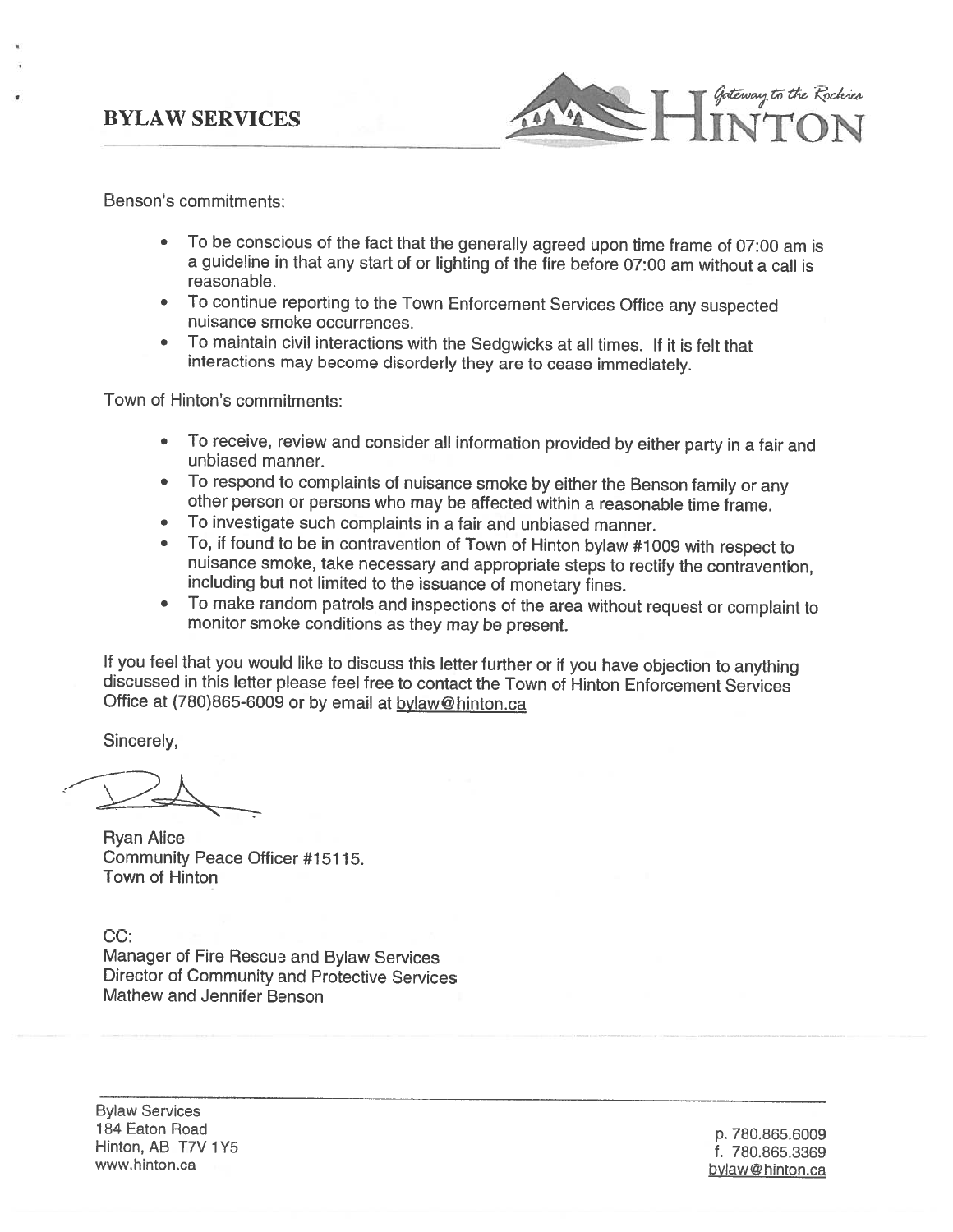**BYLAW SERVICES**

Benson's commitments:

- To be conscious of the fact that the generally agreed upon time frame of 07:00 am is a guideline in that any start of or lighting of the fire before 07:00 am without a call is reasonable.
- To continue reporting to the Town Enforcement Services Office any suspected nuisance smoke occurrences.
- To maintain civil interactions with the Sedgwicks at all times. If it is felt that interactions may become disorderly they are to cease immediately.

Town of Hinton's commitments:

- To receive, review and consider all information provided by either party in a fair and unbiased manner.
- To respond to complaints of nuisance smoke by either the Benson family or any other person or persons who may be affected within a reasonable time frame.
- To investigate such complaints in a fair and unbiased manner.
- To, if found to be in contravention of Town of Hinton bylaw #1009 with respect to nuisance smoke, take necessary and appropriate steps to rectify the contravention, including but not limited to the issuance of monetary fines.
- To make random patrols and inspections of the area without request or complaint to monitor smoke conditions as they may be present.

If you feel that you would like to discuss this letter further or if you have objection to anything discussed in this letter please feel free to contact the Town of Hinton Enforcement Services Office at (780)865-6009 or by email at bylaw@hinton.ca

Sincerely,

Ryan Alice
Community Peace Officer #15115.
Town of Hinton

CC:
Manager of Fire Rescue and Bylaw Services
Director of Community and Protective Services
Mathew and Jennifer Benson

Bylaw Services
184 Eaton Road
Hinton, AB T7V 1Y5
www.hinton.ca

p. 780.865.6009
f. 780.865.3369
bylaw@hinton.ca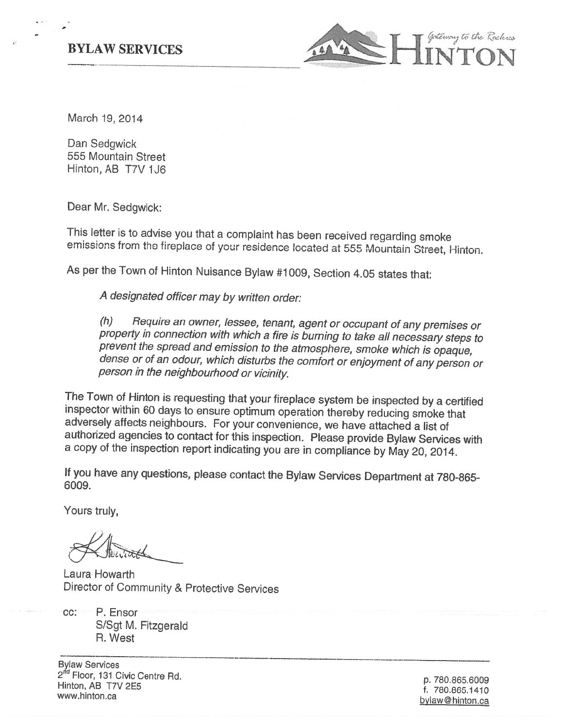**BYLAW SERVICES**

Gateway to the Rockies
HINTON

March 19, 2014

Dan Sedgwick
555 Mountain Street
Hinton, AB T7V 1J6

Dear Mr. Sedgwick:

This letter is to advise you that a complaint has been received regarding smoke emissions from the fireplace of your residence located at 555 Mountain Street, Hinton.

As per the Town of Hinton Nuisance Bylaw #1009, Section 4.05 states that:

> *A designated officer may by written order:*
>
> *(h) Require an owner, lessee, tenant, agent or occupant of any premises or property in connection with which a fire is burning to take all necessary steps to prevent the spread and emission to the atmosphere, smoke which is opaque, dense or of an odour, which disturbs the comfort or enjoyment of any person or person in the neighbourhood or vicinity.*

The Town of Hinton is requesting that your fireplace system be inspected by a certified inspector within 60 days to ensure optimum operation thereby reducing smoke that adversely affects neighbours. For your convenience, we have attached a list of authorized agencies to contact for this inspection. Please provide Bylaw Services with a copy of the inspection report indicating you are in compliance by May 20, 2014.

If you have any questions, please contact the Bylaw Services Department at 780-865-6009.

Yours truly,

Laura Howarth
Director of Community & Protective Services

cc: P. Ensor
S/Sgt M. Fitzgerald
R. West

Bylaw Services
2nd Floor, 131 Civic Centre Rd.
Hinton, AB T7V 2E5
www.hinton.ca

p. 780.865.6009
f. 780.865.1410
bylaw@hinton.ca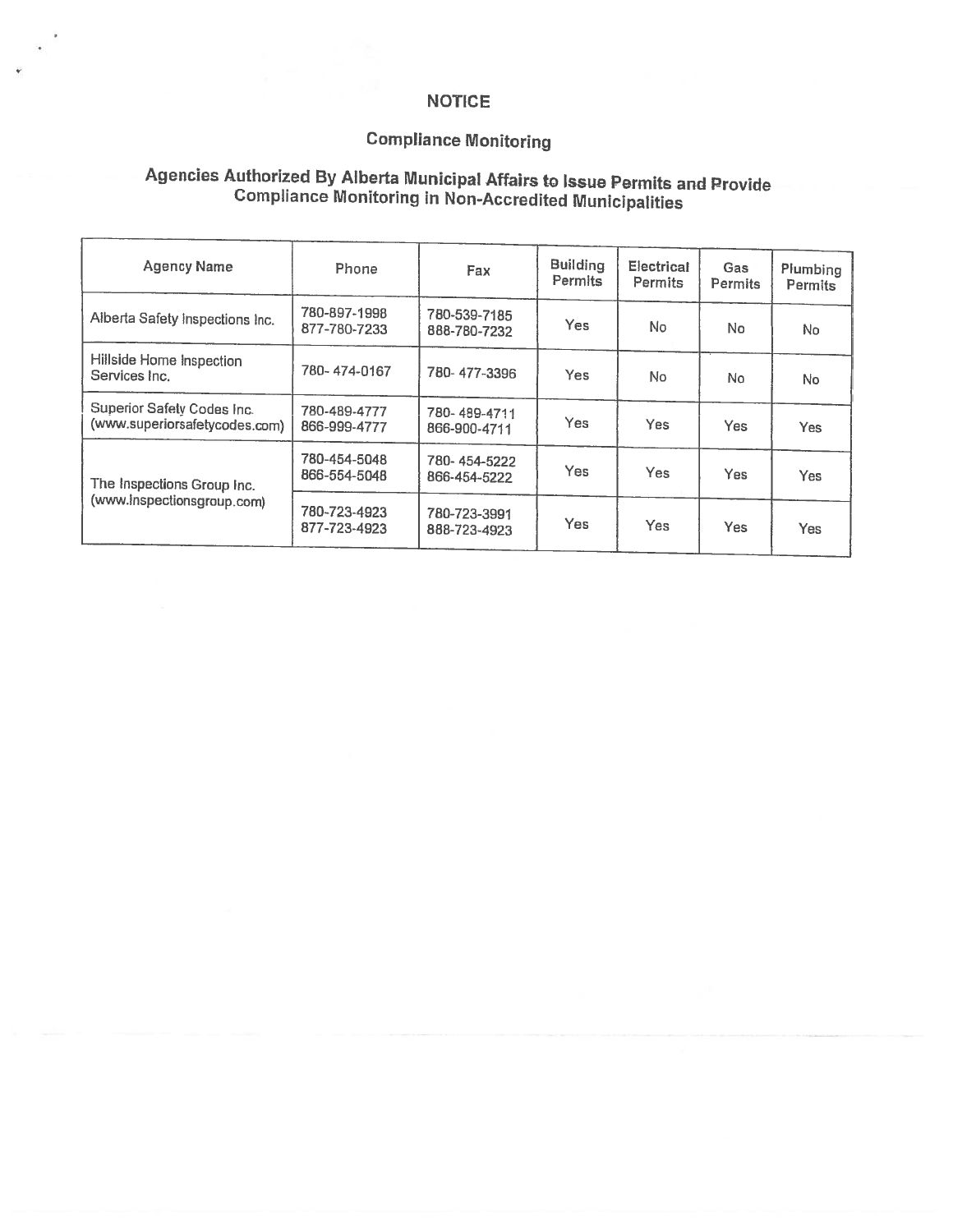# NOTICE

## Compliance Monitoring

## Agencies Authorized By Alberta Municipal Affairs to Issue Permits and Provide Compliance Monitoring in Non-Accredited Municipalities

| Agency Name | Phone | Fax | Building Permits | Electrical Permits | Gas Permits | Plumbing Permits |
|---|---|---|---|---|---|---|
| Alberta Safety Inspections Inc. | 780-897-1998<br>877-780-7233 | 780-539-7185<br>888-780-7232 | Yes | No | No | No |
| Hillside Home Inspection Services Inc. | 780- 474-0167 | 780- 477-3396 | Yes | No | No | No |
| Superior Safety Codes Inc. (www.superiorsafetycodes.com) | 780-489-4777<br>866-999-4777 | 780- 489-4711<br>866-900-4711 | Yes | Yes | Yes | Yes |
| The Inspections Group Inc. (www.inspectionsgroup.com) | 780-454-5048<br>866-554-5048 | 780- 454-5222<br>866-454-5222 | Yes | Yes | Yes | Yes |
| | 780-723-4923<br>877-723-4923 | 780-723-3991<br>888-723-4923 | Yes | Yes | Yes | Yes |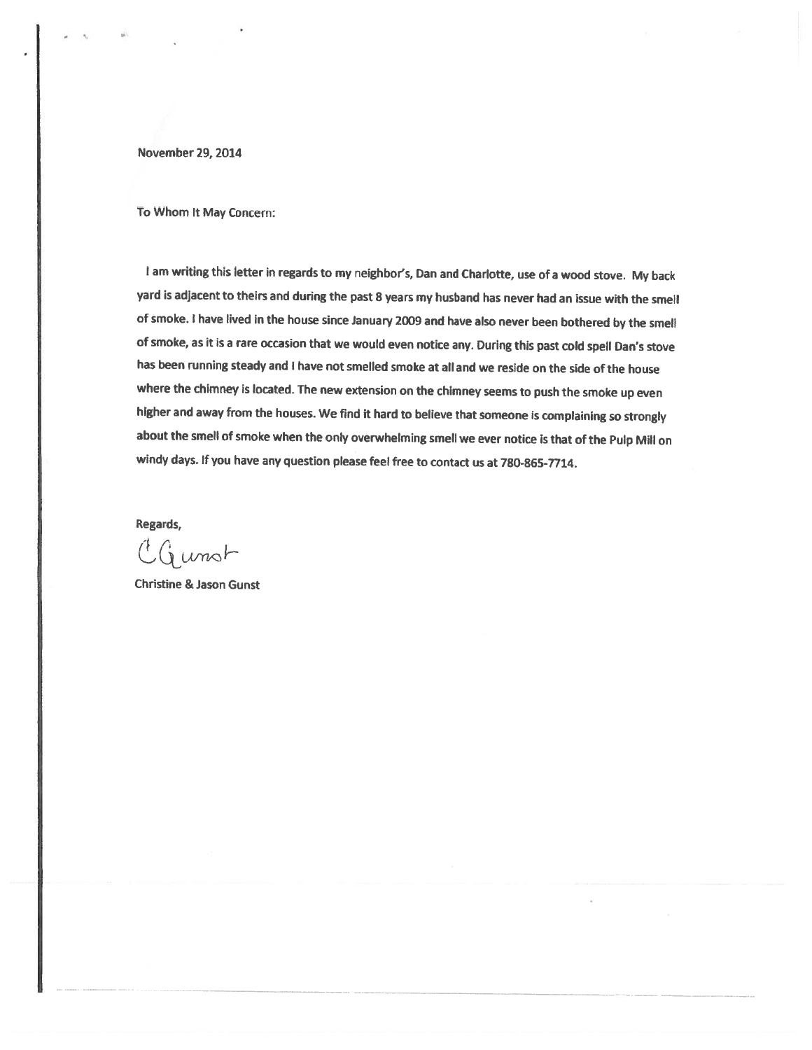November 29, 2014

To Whom It May Concern:

I am writing this letter in regards to my neighbor's, Dan and Charlotte, use of a wood stove. My back yard is adjacent to theirs and during the past 8 years my husband has never had an issue with the smell of smoke. I have lived in the house since January 2009 and have also never been bothered by the smell of smoke, as it is a rare occasion that we would even notice any. During this past cold spell Dan's stove has been running steady and I have not smelled smoke at all and we reside on the side of the house where the chimney is located. The new extension on the chimney seems to push the smoke up even higher and away from the houses. We find it hard to believe that someone is complaining so strongly about the smell of smoke when the only overwhelming smell we ever notice is that of the Pulp Mill on windy days. If you have any question please feel free to contact us at 780-865-7714.

Regards,

C Gunst

Christine & Jason Gunst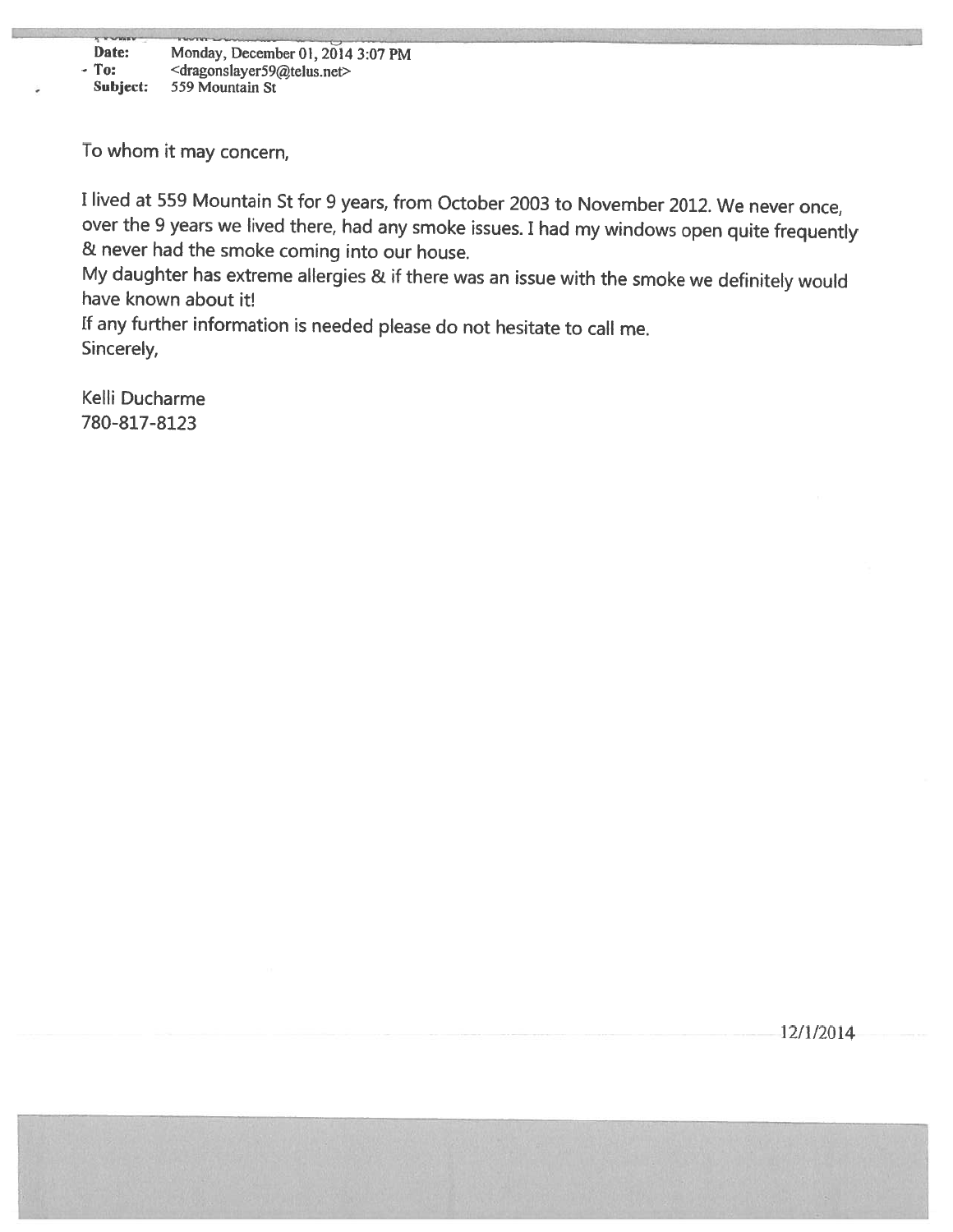**Date:** Monday, December 01, 2014 3:07 PM
**To:** <dragonslayer59@telus.net>
**Subject:** 559 Mountain St

To whom it may concern,

I lived at 559 Mountain St for 9 years, from October 2003 to November 2012. We never once, over the 9 years we lived there, had any smoke issues. I had my windows open quite frequently & never had the smoke coming into our house.

My daughter has extreme allergies & if there was an issue with the smoke we definitely would have known about it!

If any further information is needed please do not hesitate to call me.

Sincerely,

Kelli Ducharme
780-817-8123

12/1/2014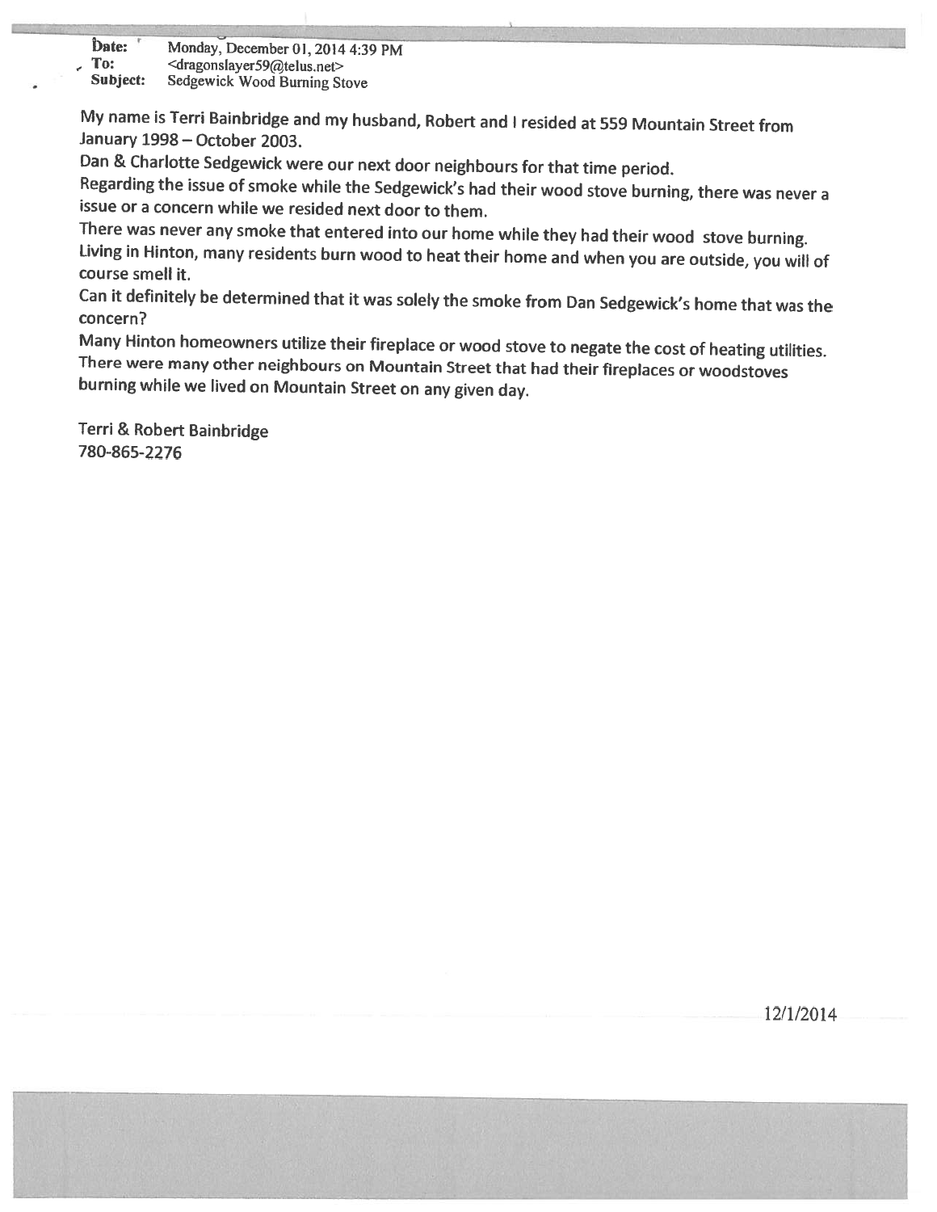**Date:** Monday, December 01, 2014 4:39 PM
**To:** <dragonslayer59@telus.net>
**Subject:** Sedgewick Wood Burning Stove

My name is Terri Bainbridge and my husband, Robert and I resided at 559 Mountain Street from January 1998 – October 2003.
Dan & Charlotte Sedgewick were our next door neighbours for that time period.
Regarding the issue of smoke while the Sedgewick's had their wood stove burning, there was never a issue or a concern while we resided next door to them.
There was never any smoke that entered into our home while they had their wood stove burning.
Living in Hinton, many residents burn wood to heat their home and when you are outside, you will of course smell it.
Can it definitely be determined that it was solely the smoke from Dan Sedgewick's home that was the concern?
Many Hinton homeowners utilize their fireplace or wood stove to negate the cost of heating utilities.
There were many other neighbours on Mountain Street that had their fireplaces or woodstoves burning while we lived on Mountain Street on any given day.

Terri & Robert Bainbridge
780-865-2276

12/1/2014